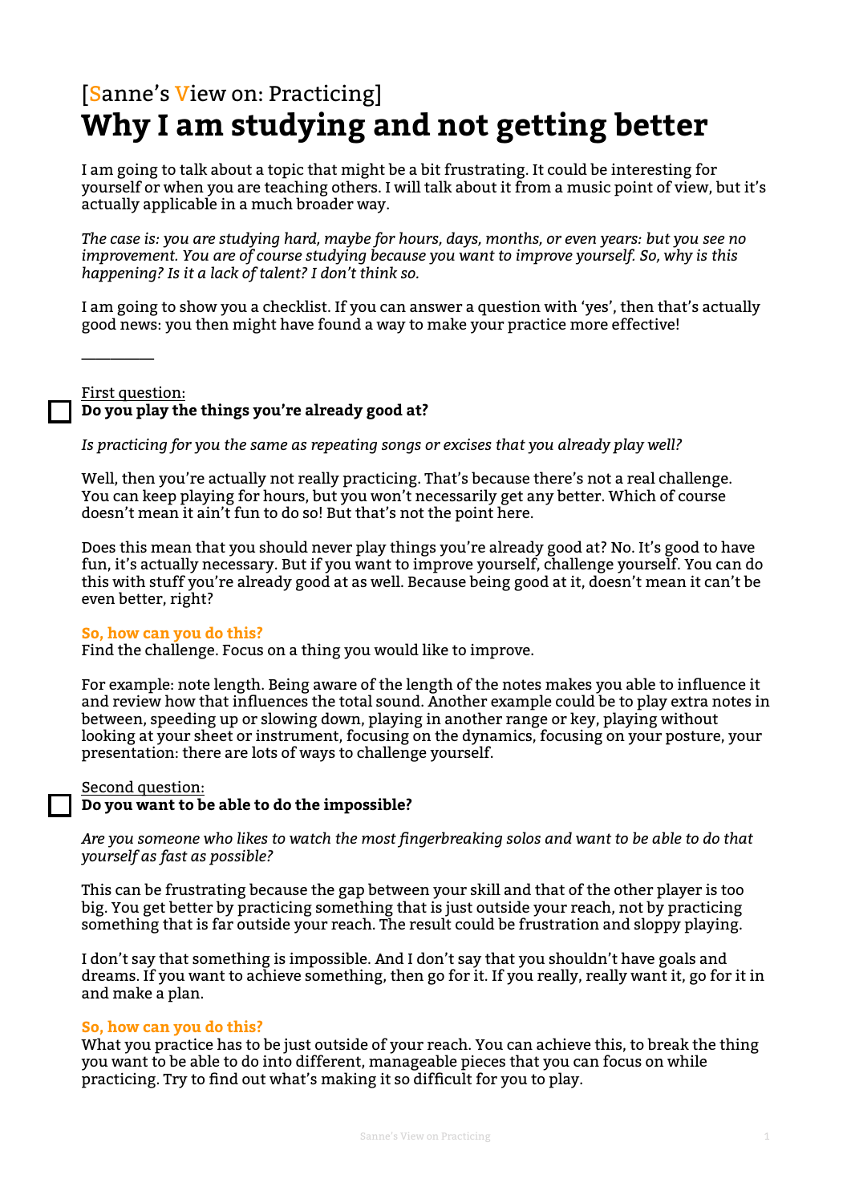## [Sanne's View on: Practicing]
# Why I am studying and not getting better

I am going to talk about a topic that might be a bit frustrating. It could be interesting for yourself or when you are teaching others. I will talk about it from a music point of view, but it's actually applicable in a much broader way.

*The case is: you are studying hard, maybe for hours, days, months, or even years: but you see no improvement. You are of course studying because you want to improve yourself. So, why is this happening? Is it a lack of talent? I don't think so.*

I am going to show you a checklist. If you can answer a question with 'yes', then that's actually good news: you then might have found a way to make your practice more effective!

---

☐ First question:
**Do you play the things you're already good at?**

*Is practicing for you the same as repeating songs or excises that you already play well?*

Well, then you're actually not really practicing. That's because there's not a real challenge. You can keep playing for hours, but you won't necessarily get any better. Which of course doesn't mean it ain't fun to do so! But that's not the point here.

Does this mean that you should never play things you're already good at? No. It's good to have fun, it's actually necessary. But if you want to improve yourself, challenge yourself. You can do this with stuff you're already good at as well. Because being good at it, doesn't mean it can't be even better, right?

**So, how can you do this?**
Find the challenge. Focus on a thing you would like to improve.

For example: note length. Being aware of the length of the notes makes you able to influence it and review how that influences the total sound. Another example could be to play extra notes in between, speeding up or slowing down, playing in another range or key, playing without looking at your sheet or instrument, focusing on the dynamics, focusing on your posture, your presentation: there are lots of ways to challenge yourself.

☐ Second question:
**Do you want to be able to do the impossible?**

*Are you someone who likes to watch the most fingerbreaking solos and want to be able to do that yourself as fast as possible?*

This can be frustrating because the gap between your skill and that of the other player is too big. You get better by practicing something that is just outside your reach, not by practicing something that is far outside your reach. The result could be frustration and sloppy playing.

I don't say that something is impossible. And I don't say that you shouldn't have goals and dreams. If you want to achieve something, then go for it. If you really, really want it, go for it in and make a plan.

**So, how can you do this?**
What you practice has to be just outside of your reach. You can achieve this, to break the thing you want to be able to do into different, manageable pieces that you can focus on while practicing. Try to find out what's making it so difficult for you to play.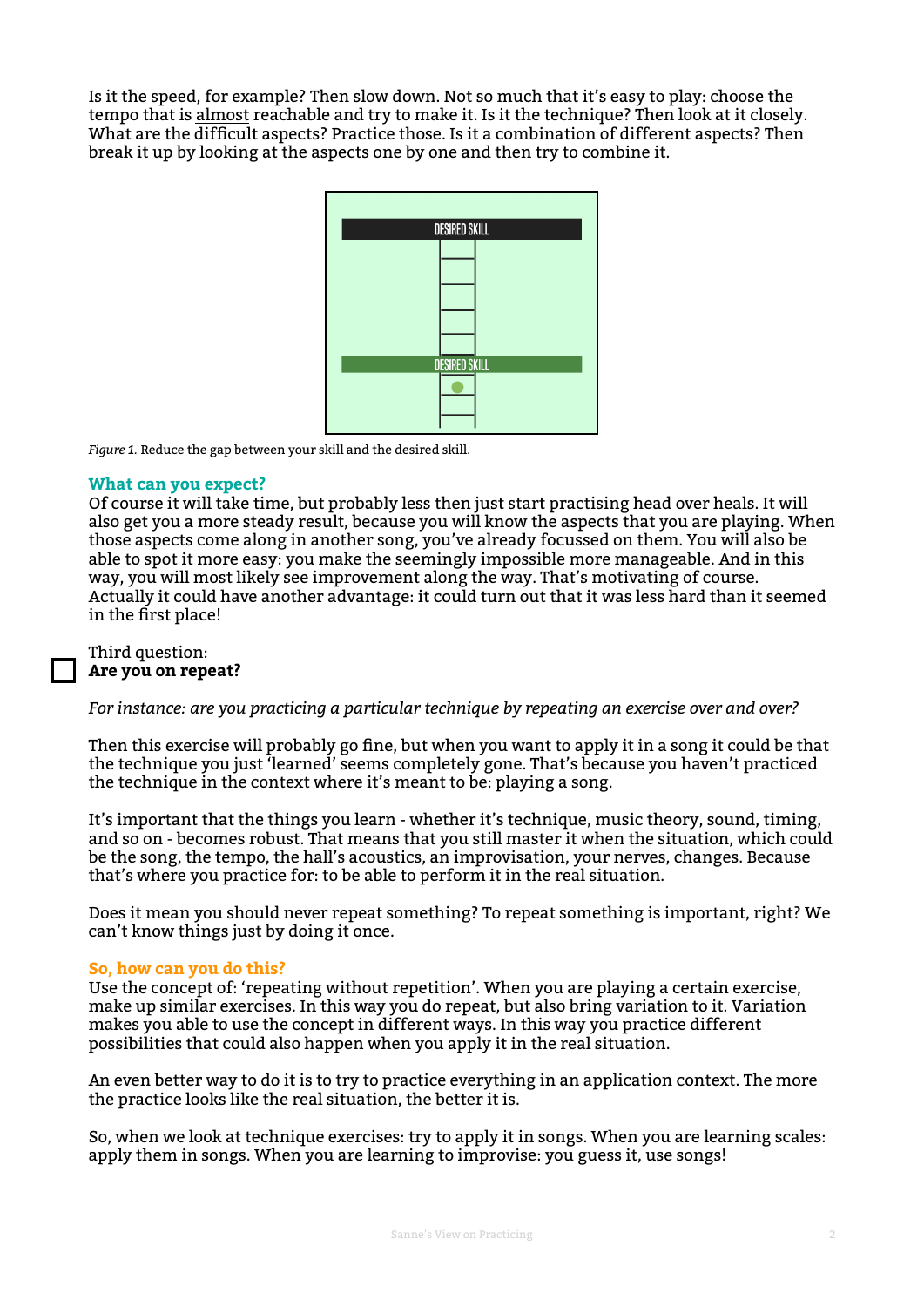Is it the speed, for example? Then slow down. Not so much that it's easy to play: choose the tempo that is almost reachable and try to make it. Is it the technique? Then look at it closely. What are the difficult aspects? Practice those. Is it a combination of different aspects? Then break it up by looking at the aspects one by one and then try to combine it.

*Figure 1.* Reduce the gap between your skill and the desired skill.

### What can you expect?

Of course it will take time, but probably less then just start practising head over heals. It will also get you a more steady result, because you will know the aspects that you are playing. When those aspects come along in another song, you've already focussed on them. You will also be able to spot it more easy: you make the seemingly impossible more manageable. And in this way, you will most likely see improvement along the way. That's motivating of course. Actually it could have another advantage: it could turn out that it was less hard than it seemed in the first place!

Third question:
**Are you on repeat?**

*For instance: are you practicing a particular technique by repeating an exercise over and over?*

Then this exercise will probably go fine, but when you want to apply it in a song it could be that the technique you just 'learned' seems completely gone. That's because you haven't practiced the technique in the context where it's meant to be: playing a song.

It's important that the things you learn - whether it's technique, music theory, sound, timing, and so on - becomes robust. That means that you still master it when the situation, which could be the song, the tempo, the hall's acoustics, an improvisation, your nerves, changes. Because that's where you practice for: to be able to perform it in the real situation.

Does it mean you should never repeat something? To repeat something is important, right? We can't know things just by doing it once.

### So, how can you do this?

Use the concept of: 'repeating without repetition'. When you are playing a certain exercise, make up similar exercises. In this way you do repeat, but also bring variation to it. Variation makes you able to use the concept in different ways. In this way you practice different possibilities that could also happen when you apply it in the real situation.

An even better way to do it is to try to practice everything in an application context. The more the practice looks like the real situation, the better it is.

So, when we look at technique exercises: try to apply it in songs. When you are learning scales: apply them in songs. When you are learning to improvise: you guess it, use songs!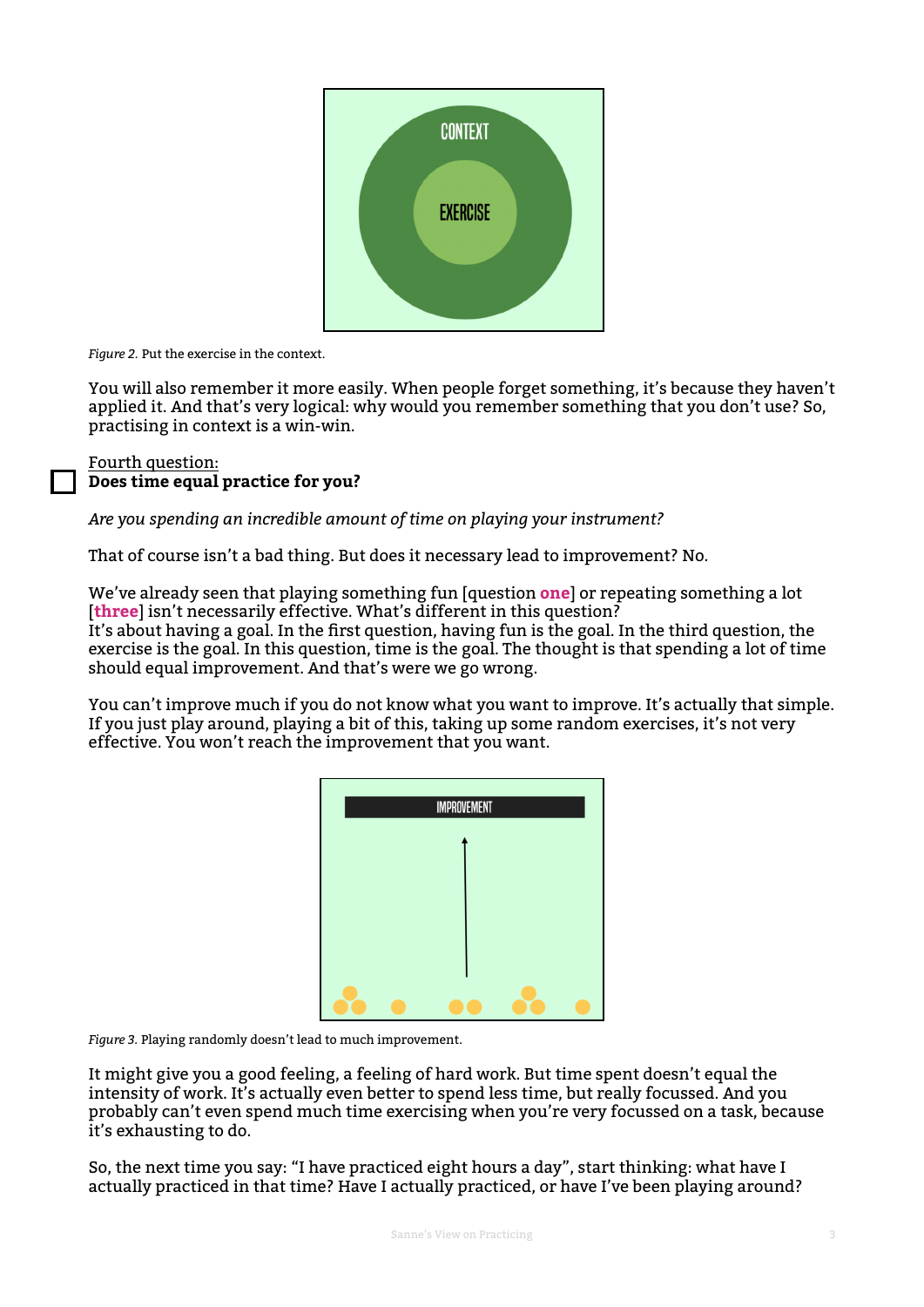*Figure 2.* Put the exercise in the context.

You will also remember it more easily. When people forget something, it's because they haven't applied it. And that's very logical: why would you remember something that you don't use? So, practising in context is a win-win.

Fourth question:
**Does time equal practice for you?**

*Are you spending an incredible amount of time on playing your instrument?*

That of course isn't a bad thing. But does it necessary lead to improvement? No.

We've already seen that playing something fun [question **one**] or repeating something a lot [**three**] isn't necessarily effective. What's different in this question?
It's about having a goal. In the first question, having fun is the goal. In the third question, the exercise is the goal. In this question, time is the goal. The thought is that spending a lot of time should equal improvement. And that's were we go wrong.

You can't improve much if you do not know what you want to improve. It's actually that simple. If you just play around, playing a bit of this, taking up some random exercises, it's not very effective. You won't reach the improvement that you want.

*Figure 3.* Playing randomly doesn't lead to much improvement.

It might give you a good feeling, a feeling of hard work. But time spent doesn't equal the intensity of work. It's actually even better to spend less time, but really focussed. And you probably can't even spend much time exercising when you're very focussed on a task, because it's exhausting to do.

So, the next time you say: "I have practiced eight hours a day", start thinking: what have I actually practiced in that time? Have I actually practiced, or have I've been playing around?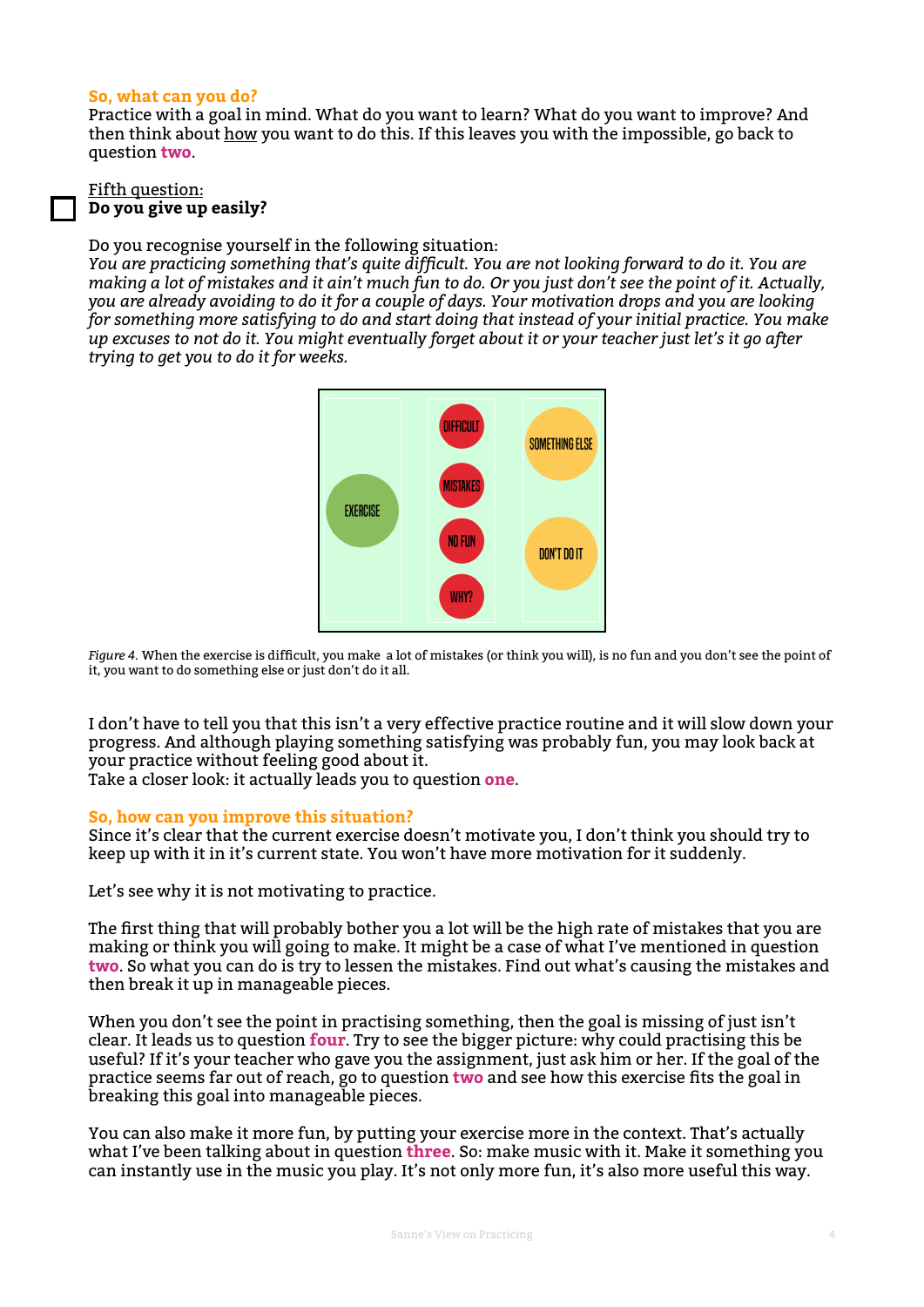**So, what can you do?**
Practice with a goal in mind. What do you want to learn? What do you want to improve? And then think about how you want to do this. If this leaves you with the impossible, go back to question **two**.

☐ Fifth question:
**Do you give up easily?**

Do you recognise yourself in the following situation:
*You are practicing something that's quite difficult. You are not looking forward to do it. You are making a lot of mistakes and it ain't much fun to do. Or you just don't see the point of it. Actually, you are already avoiding to do it for a couple of days. Your motivation drops and you are looking for something more satisfying to do and start doing that instead of your initial practice. You make up excuses to not do it. You might eventually forget about it or your teacher just let's it go after trying to get you to do it for weeks.*

*Figure 4.* When the exercise is difficult, you make a lot of mistakes (or think you will), is no fun and you don't see the point of it, you want to do something else or just don't do it all.

I don't have to tell you that this isn't a very effective practice routine and it will slow down your progress. And although playing something satisfying was probably fun, you may look back at your practice without feeling good about it.
Take a closer look: it actually leads you to question **one**.

**So, how can you improve this situation?**
Since it's clear that the current exercise doesn't motivate you, I don't think you should try to keep up with it in it's current state. You won't have more motivation for it suddenly.

Let's see why it is not motivating to practice.

The first thing that will probably bother you a lot will be the high rate of mistakes that you are making or think you will going to make. It might be a case of what I've mentioned in question **two**. So what you can do is try to lessen the mistakes. Find out what's causing the mistakes and then break it up in manageable pieces.

When you don't see the point in practising something, then the goal is missing of just isn't clear. It leads us to question **four**. Try to see the bigger picture: why could practising this be useful? If it's your teacher who gave you the assignment, just ask him or her. If the goal of the practice seems far out of reach, go to question **two** and see how this exercise fits the goal in breaking this goal into manageable pieces.

You can also make it more fun, by putting your exercise more in the context. That's actually what I've been talking about in question **three**. So: make music with it. Make it something you can instantly use in the music you play. It's not only more fun, it's also more useful this way.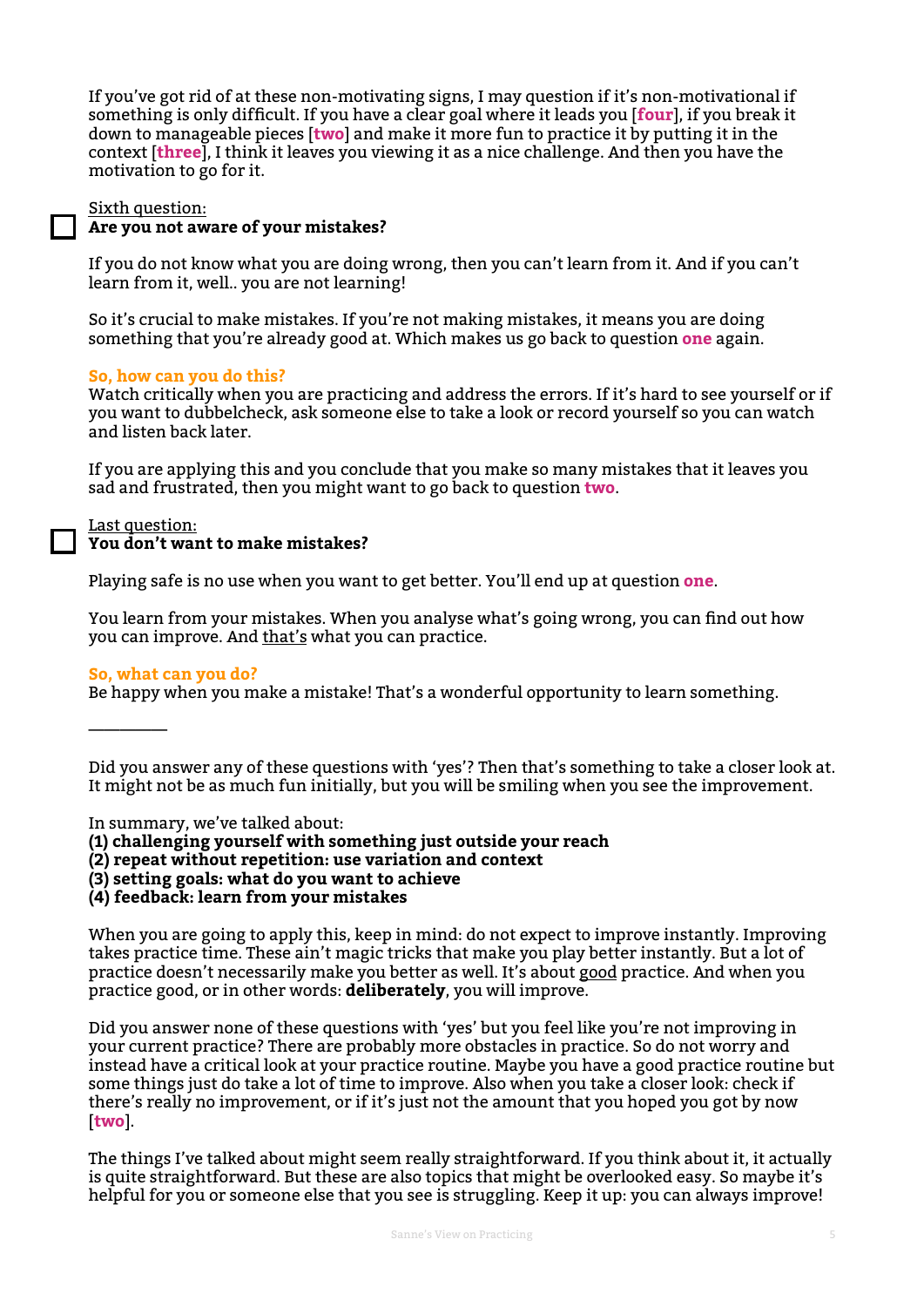If you've got rid of at these non-motivating signs, I may question if it's non-motivational if something is only difficult. If you have a clear goal where it leads you [**four**], if you break it down to manageable pieces [**two**] and make it more fun to practice it by putting it in the context [**three**], I think it leaves you viewing it as a nice challenge. And then you have the motivation to go for it.

- [ ] Sixth question:
  **Are you not aware of your mistakes?**

If you do not know what you are doing wrong, then you can't learn from it. And if you can't learn from it, well.. you are not learning!

So it's crucial to make mistakes. If you're not making mistakes, it means you are doing something that you're already good at. Which makes us go back to question **one** again.

**So, how can you do this?**
Watch critically when you are practicing and address the errors. If it's hard to see yourself or if you want to dubbelcheck, ask someone else to take a look or record yourself so you can watch and listen back later.

If you are applying this and you conclude that you make so many mistakes that it leaves you sad and frustrated, then you might want to go back to question **two**.

- [ ] Last question:
  **You don't want to make mistakes?**

Playing safe is no use when you want to get better. You'll end up at question **one**.

You learn from your mistakes. When you analyse what's going wrong, you can find out how you can improve. And that's what you can practice.

**So, what can you do?**
Be happy when you make a mistake! That's a wonderful opportunity to learn something.

---

Did you answer any of these questions with 'yes'? Then that's something to take a closer look at. It might not be as much fun initially, but you will be smiling when you see the improvement.

In summary, we've talked about:
**(1) challenging yourself with something just outside your reach**
**(2) repeat without repetition: use variation and context**
**(3) setting goals: what do you want to achieve**
**(4) feedback: learn from your mistakes**

When you are going to apply this, keep in mind: do not expect to improve instantly. Improving takes practice time. These ain't magic tricks that make you play better instantly. But a lot of practice doesn't necessarily make you better as well. It's about good practice. And when you practice good, or in other words: **deliberately**, you will improve.

Did you answer none of these questions with 'yes' but you feel like you're not improving in your current practice? There are probably more obstacles in practice. So do not worry and instead have a critical look at your practice routine. Maybe you have a good practice routine but some things just do take a lot of time to improve. Also when you take a closer look: check if there's really no improvement, or if it's just not the amount that you hoped you got by now [**two**].

The things I've talked about might seem really straightforward. If you think about it, it actually is quite straightforward. But these are also topics that might be overlooked easy. So maybe it's helpful for you or someone else that you see is struggling. Keep it up: you can always improve!